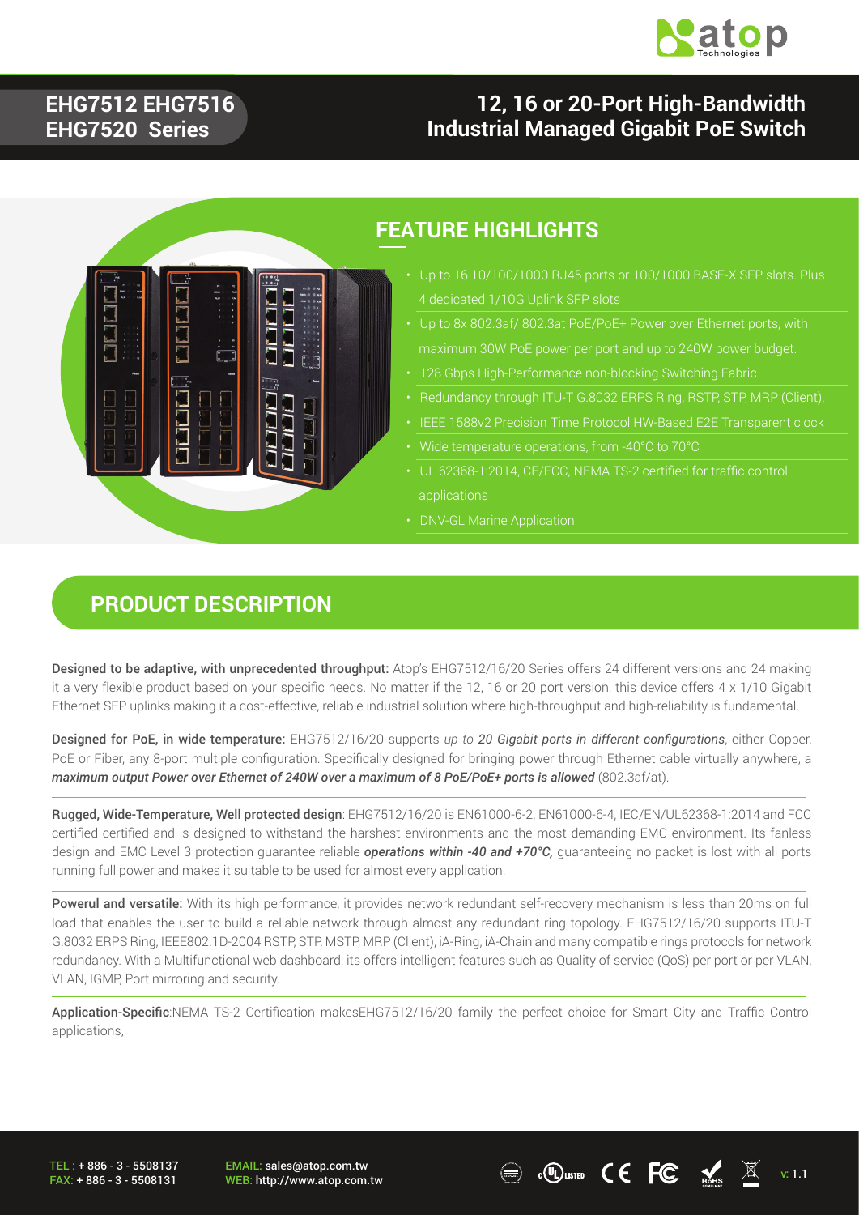# EHG7512 EHG7516 EHG7520 Series

# 12, 16 or 20-Port High-Bandwidth Industrial Managed Gigabit PoE Switch

## FEATURE HIGHLIGHTS

- Up to 16 10/100/1000 RJ45 ports or 100/1000 BASE-X SFP slots. Plus 4 dedicated 1/10G Uplink SFP slots
- Up to 8x 802.3af/ 802.3at PoE/PoE+ Power over Ethernet ports, with maximum 30W PoE power per port and up to 240W power budget.
- 128 Gbps High-Performance non-blocking Switching Fabric
- Redundancy through ITU-T G.8032 ERPS Ring, RSTP, STP, MRP (Client),
- IEEE 1588v2 Precision Time Protocol HW-Based E2E Transparent clock
- Wide temperature operations, from -40°C to 70°C
- UL 62368-1:2014, CE/FCC, NEMA TS-2 certified for traffic control applications
- DNV-GL Marine Application

## PRODUCT DESCRIPTION

**Designed to be adaptive, with unprecedented throughput:** Atop's EHG7512/16/20 Series offers 24 different versions and 24 making it a very flexible product based on your specific needs. No matter if the 12, 16 or 20 port version, this device offers 4 x 1/10 Gigabit Ethernet SFP uplinks making it a cost-effective, reliable industrial solution where high-throughput and high-reliability is fundamental.

**Designed for PoE, in wide temperature:** EHG7512/16/20 supports *up to **20 Gigabit ports in different configurations***, either Copper, PoE or Fiber, any 8-port multiple configuration. Specifically designed for bringing power through Ethernet cable virtually anywhere, a ***maximum output Power over Ethernet of 240W over a maximum of 8 PoE/PoE+ ports is allowed*** (802.3af/at).

**Rugged, Wide-Temperature, Well protected design**: EHG7512/16/20 is EN61000-6-2, EN61000-6-4, IEC/EN/UL62368-1:2014 and FCC certified certified and is designed to withstand the harshest environments and the most demanding EMC environment. Its fanless design and EMC Level 3 protection guarantee reliable ***operations within -40 and +70°C,*** guaranteeing no packet is lost with all ports running full power and makes it suitable to be used for almost every application.

**Powerul and versatile:** With its high performance, it provides network redundant self-recovery mechanism is less than 20ms on full load that enables the user to build a reliable network through almost any redundant ring topology. EHG7512/16/20 supports ITU-T G.8032 ERPS Ring, IEEE802.1D-2004 RSTP, STP, MSTP, MRP (Client), iA-Ring, iA-Chain and many compatible rings protocols for network redundancy. With a Multifunctional web dashboard, its offers intelligent features such as Quality of service (QoS) per port or per VLAN, VLAN, IGMP, Port mirroring and security.

**Application-Specific**:NEMA TS-2 Certification makesEHG7512/16/20 family the perfect choice for Smart City and Traffic Control applications,

TEL : + 886 - 3 - 5508137
FAX: + 886 - 3 - 5508131

EMAIL: sales@atop.com.tw
WEB: http://www.atop.com.tw

v: 1.1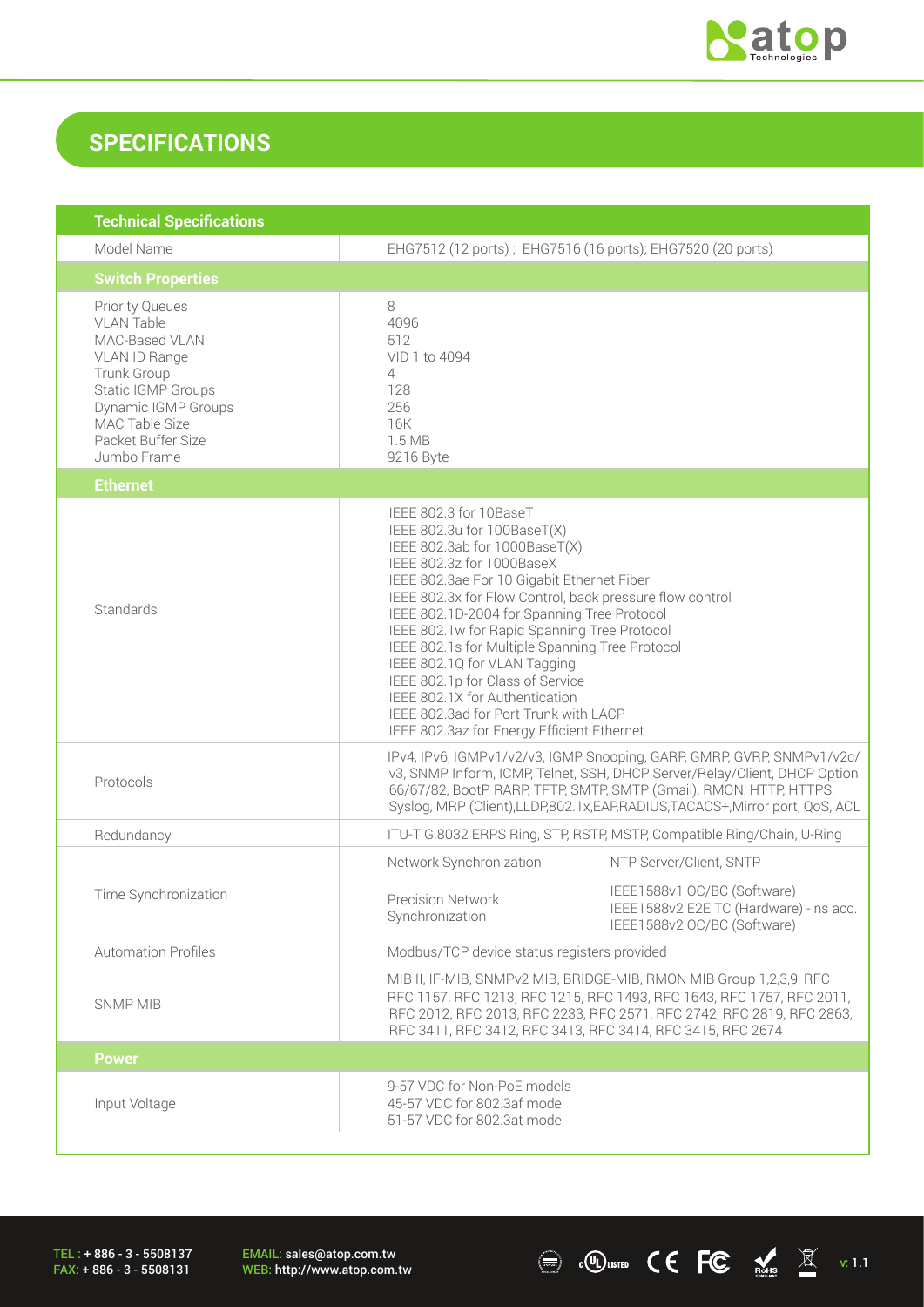## SPECIFICATIONS

| Technical Specifications | | |
|---|---|---|
| Model Name | EHG7512 (12 ports) ; EHG7516 (16 ports); EHG7520 (20 ports) | |
| **Switch Properties** | | |
| Priority Queues<br>VLAN Table<br>MAC-Based VLAN<br>VLAN ID Range<br>Trunk Group<br>Static IGMP Groups<br>Dynamic IGMP Groups<br>MAC Table Size<br>Packet Buffer Size<br>Jumbo Frame | 8<br>4096<br>512<br>VID 1 to 4094<br>4<br>128<br>256<br>16K<br>1.5 MB<br>9216 Byte | |
| **Ethernet** | | |
| Standards | IEEE 802.3 for 10BaseT<br>IEEE 802.3u for 100BaseT(X)<br>IEEE 802.3ab for 1000BaseT(X)<br>IEEE 802.3z for 1000BaseX<br>IEEE 802.3ae For 10 Gigabit Ethernet Fiber<br>IEEE 802.3x for Flow Control, back pressure flow control<br>IEEE 802.1D-2004 for Spanning Tree Protocol<br>IEEE 802.1w for Rapid Spanning Tree Protocol<br>IEEE 802.1s for Multiple Spanning Tree Protocol<br>IEEE 802.1Q for VLAN Tagging<br>IEEE 802.1p for Class of Service<br>IEEE 802.1X for Authentication<br>IEEE 802.3ad for Port Trunk with LACP<br>IEEE 802.3az for Energy Efficient Ethernet | |
| Protocols | IPv4, IPv6, IGMPv1/v2/v3, IGMP Snooping, GARP, GMRP, GVRP, SNMPv1/v2c/v3, SNMP Inform, ICMP, Telnet, SSH, DHCP Server/Relay/Client, DHCP Option 66/67/82, BootP, RARP, TFTP, SMTP, SMTP (Gmail), RMON, HTTP, HTTPS, Syslog, MRP (Client),LLDP,802.1x,EAP,RADIUS,TACACS+,Mirror port, QoS, ACL | |
| Redundancy | ITU-T G.8032 ERPS Ring, STP, RSTP, MSTP, Compatible Ring/Chain, U-Ring | |
| Time Synchronization | Network Synchronization | NTP Server/Client, SNTP |
| | Precision Network Synchronization | IEEE1588v1 OC/BC (Software)<br>IEEE1588v2 E2E TC (Hardware) - ns acc.<br>IEEE1588v2 OC/BC (Software) |
| Automation Profiles | Modbus/TCP device status registers provided | |
| SNMP MIB | MIB II, IF-MIB, SNMPv2 MIB, BRIDGE-MIB, RMON MIB Group 1,2,3,9, RFC RFC 1157, RFC 1213, RFC 1215, RFC 1493, RFC 1643, RFC 1757, RFC 2011, RFC 2012, RFC 2013, RFC 2233, RFC 2571, RFC 2742, RFC 2819, RFC 2863, RFC 3411, RFC 3412, RFC 3413, RFC 3414, RFC 3415, RFC 2674 | |
| **Power** | | |
| Input Voltage | 9-57 VDC for Non-PoE models<br>45-57 VDC for 802.3af mode<br>51-57 VDC for 802.3at mode | |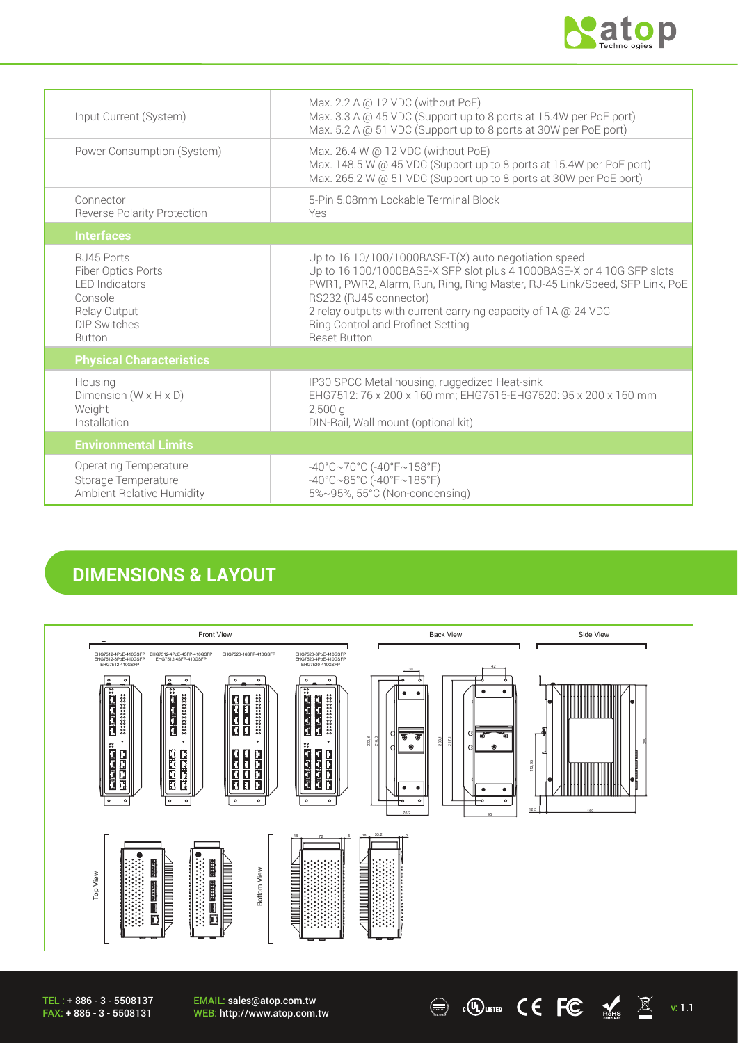| | |
|---|---|
| Input Current (System) | Max. 2.2 A @ 12 VDC (without PoE)<br>Max. 3.3 A @ 45 VDC (Support up to 8 ports at 15.4W per PoE port)<br>Max. 5.2 A @ 51 VDC (Support up to 8 ports at 30W per PoE port) |
| Power Consumption (System) | Max. 26.4 W @ 12 VDC (without PoE)<br>Max. 148.5 W @ 45 VDC (Support up to 8 ports at 15.4W per PoE port)<br>Max. 265.2 W @ 51 VDC (Support up to 8 ports at 30W per PoE port) |
| Connector<br>Reverse Polarity Protection | 5-Pin 5.08mm Lockable Terminal Block<br>Yes |
| **Interfaces** | |
| RJ45 Ports<br>Fiber Optics Ports<br>LED Indicators<br>Console<br>Relay Output<br>DIP Switches<br>Button | Up to 16 10/100/1000BASE-T(X) auto negotiation speed<br>Up to 16 100/1000BASE-X SFP slot plus 4 1000BASE-X or 4 10G SFP slots<br>PWR1, PWR2, Alarm, Run, Ring, Ring Master, RJ-45 Link/Speed, SFP Link, PoE<br>RS232 (RJ45 connector)<br>2 relay outputs with current carrying capacity of 1A @ 24 VDC<br>Ring Control and Profinet Setting<br>Reset Button |
| **Physical Characteristics** | |
| Housing<br>Dimension (W x H x D)<br>Weight<br>Installation | IP30 SPCC Metal housing, ruggedized Heat-sink<br>EHG7512: 76 x 200 x 160 mm; EHG7516-EHG7520: 95 x 200 x 160 mm<br>2,500 g<br>DIN-Rail, Wall mount (optional kit) |
| **Environmental Limits** | |
| Operating Temperature<br>Storage Temperature<br>Ambient Relative Humidity | -40°C~70°C (-40°F~158°F)<br>-40°C~85°C (-40°F~185°F)<br>5%~95%, 55°C (Non-condensing) |

## DIMENSIONS & LAYOUT

Front View

EHG7512-4PoE-410GSFP, EHG7512-8PoE-410GSFP, EHG7512-410GSFP | EHG7512-4PoE-4SFP-410GSFP, EHG7512-4SFP-410GSFP | EHG7520-16SFP-410GSFP | EHG7520-8PoE-410GSFP, EHG7520-4PoE-410GSFP, EHG7520-410GSFP

Back View

Side View

Top View

Bottom View

TEL : + 886 - 3 - 5508137
FAX: + 886 - 3 - 5508131

EMAIL: sales@atop.com.tw
WEB: http://www.atop.com.tw

v: 1.1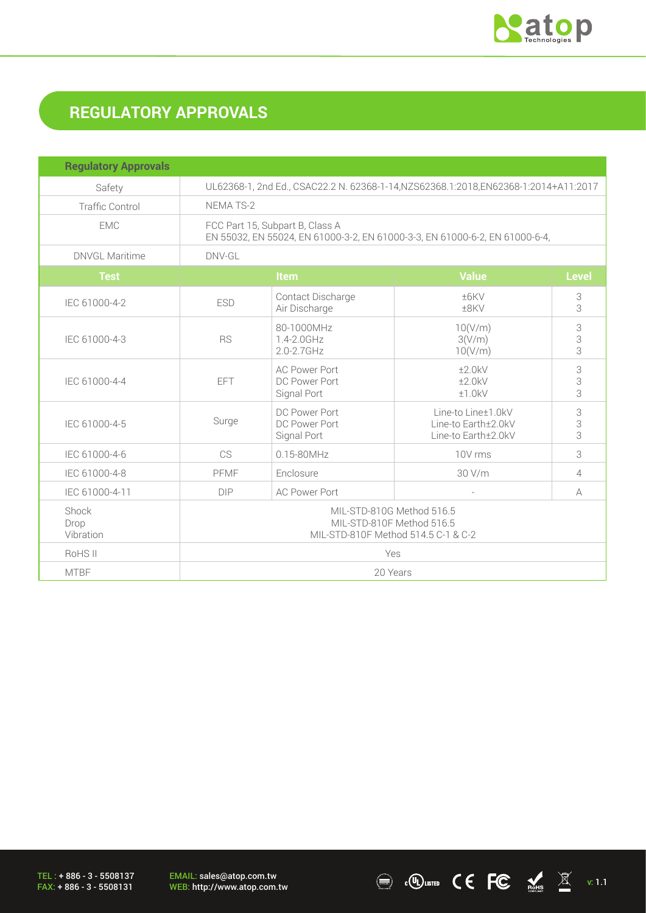## REGULATORY APPROVALS

| Regulatory Approvals | | | | |
|---|---|---|---|---|
| Safety | UL62368-1, 2nd Ed., CSAC22.2 N. 62368-1-14,NZS62368.1:2018,EN62368-1:2014+A11:2017 | | | |
| Traffic Control | NEMA TS-2 | | | |
| EMC | FCC Part 15, Subpart B, Class A<br>EN 55032, EN 55024, EN 61000-3-2, EN 61000-3-3, EN 61000-6-2, EN 61000-6-4, | | | |
| DNVGL Maritime | DNV-GL | | | |
| **Test** | **Item** | | **Value** | **Level** |
| IEC 61000-4-2 | ESD | Contact Discharge<br>Air Discharge | ±6KV<br>±8KV | 3<br>3 |
| IEC 61000-4-3 | RS | 80-1000MHz<br>1.4-2.0GHz<br>2.0-2.7GHz | 10(V/m)<br>3(V/m)<br>10(V/m) | 3<br>3<br>3 |
| IEC 61000-4-4 | EFT | AC Power Port<br>DC Power Port<br>Signal Port | ±2.0kV<br>±2.0kV<br>±1.0kV | 3<br>3<br>3 |
| IEC 61000-4-5 | Surge | DC Power Port<br>DC Power Port<br>Signal Port | Line-to Line±1.0kV<br>Line-to Earth±2.0kV<br>Line-to Earth±2.0kV | 3<br>3<br>3 |
| IEC 61000-4-6 | CS | 0.15-80MHz | 10V rms | 3 |
| IEC 61000-4-8 | PFMF | Enclosure | 30 V/m | 4 |
| IEC 61000-4-11 | DIP | AC Power Port | - | A |
| Shock<br>Drop<br>Vibration | MIL-STD-810G Method 516.5<br>MIL-STD-810F Method 516.5<br>MIL-STD-810F Method 514.5 C-1 & C-2 | | | |
| RoHS II | Yes | | | |
| MTBF | 20 Years | | | |

TEL : + 886 - 3 - 5508137
FAX: + 886 - 3 - 5508131

EMAIL: sales@atop.com.tw
WEB: http://www.atop.com.tw

v: 1.1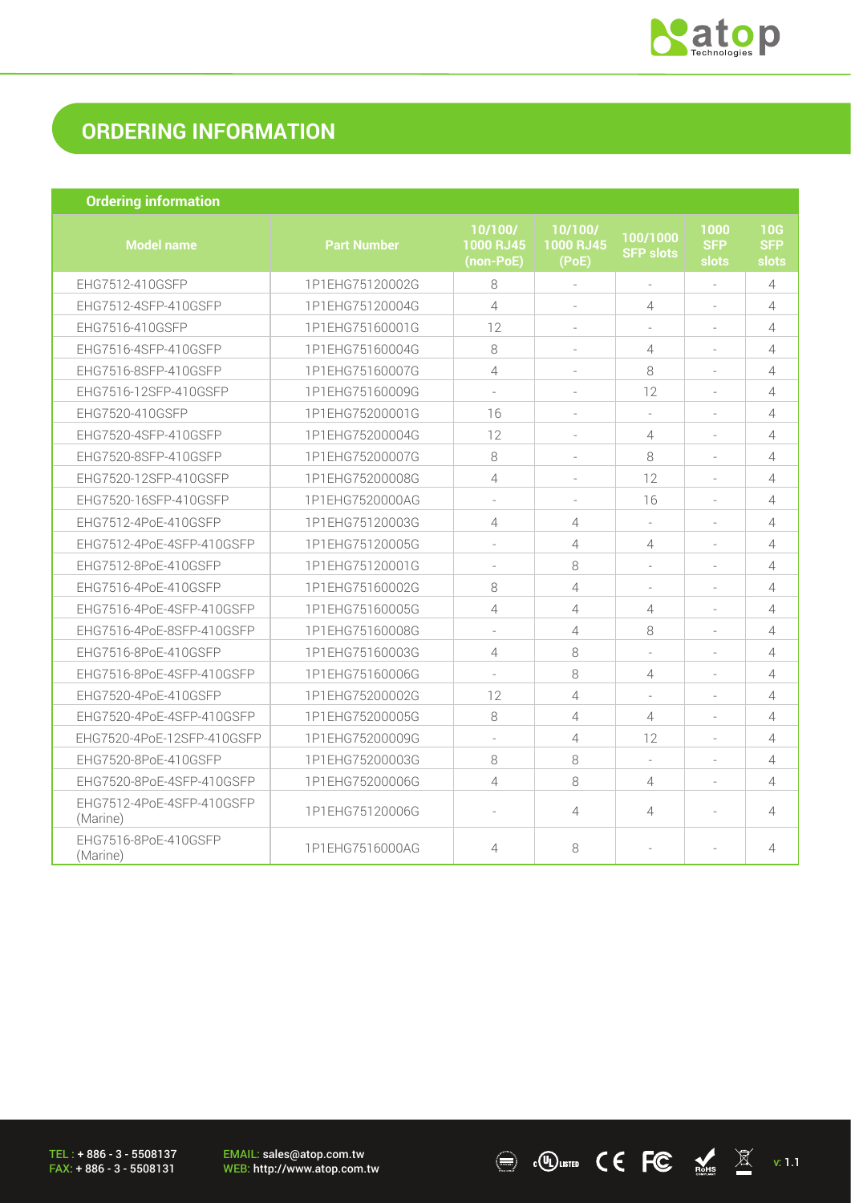# ORDERING INFORMATION

| Ordering information | | | | | | |
|---|---|---|---|---|---|---|
| **Model name** | **Part Number** | **10/100/ 1000 RJ45 (non-PoE)** | **10/100/ 1000 RJ45 (PoE)** | **100/1000 SFP slots** | **1000 SFP slots** | **10G SFP slots** |
| EHG7512-410GSFP | 1P1EHG75120002G | 8 | - | - | - | 4 |
| EHG7512-4SFP-410GSFP | 1P1EHG75120004G | 4 | - | 4 | - | 4 |
| EHG7516-410GSFP | 1P1EHG75160001G | 12 | - | - | - | 4 |
| EHG7516-4SFP-410GSFP | 1P1EHG75160004G | 8 | - | 4 | - | 4 |
| EHG7516-8SFP-410GSFP | 1P1EHG75160007G | 4 | - | 8 | - | 4 |
| EHG7516-12SFP-410GSFP | 1P1EHG75160009G | - | - | 12 | - | 4 |
| EHG7520-410GSFP | 1P1EHG75200001G | 16 | - | - | - | 4 |
| EHG7520-4SFP-410GSFP | 1P1EHG75200004G | 12 | - | 4 | - | 4 |
| EHG7520-8SFP-410GSFP | 1P1EHG75200007G | 8 | - | 8 | - | 4 |
| EHG7520-12SFP-410GSFP | 1P1EHG75200008G | 4 | - | 12 | - | 4 |
| EHG7520-16SFP-410GSFP | 1P1EHG7520000AG | - | - | 16 | - | 4 |
| EHG7512-4PoE-410GSFP | 1P1EHG75120003G | 4 | 4 | - | - | 4 |
| EHG7512-4PoE-4SFP-410GSFP | 1P1EHG75120005G | - | 4 | 4 | - | 4 |
| EHG7512-8PoE-410GSFP | 1P1EHG75120001G | - | 8 | - | - | 4 |
| EHG7516-4PoE-410GSFP | 1P1EHG75160002G | 8 | 4 | - | - | 4 |
| EHG7516-4PoE-4SFP-410GSFP | 1P1EHG75160005G | 4 | 4 | 4 | - | 4 |
| EHG7516-4PoE-8SFP-410GSFP | 1P1EHG75160008G | - | 4 | 8 | - | 4 |
| EHG7516-8PoE-410GSFP | 1P1EHG75160003G | 4 | 8 | - | - | 4 |
| EHG7516-8PoE-4SFP-410GSFP | 1P1EHG75160006G | - | 8 | 4 | - | 4 |
| EHG7520-4PoE-410GSFP | 1P1EHG75200002G | 12 | 4 | - | - | 4 |
| EHG7520-4PoE-4SFP-410GSFP | 1P1EHG75200005G | 8 | 4 | 4 | - | 4 |
| EHG7520-4PoE-12SFP-410GSFP | 1P1EHG75200009G | - | 4 | 12 | - | 4 |
| EHG7520-8PoE-410GSFP | 1P1EHG75200003G | 8 | 8 | - | - | 4 |
| EHG7520-8PoE-4SFP-410GSFP | 1P1EHG75200006G | 4 | 8 | 4 | - | 4 |
| EHG7512-4PoE-4SFP-410GSFP (Marine) | 1P1EHG75120006G | - | 4 | 4 | - | 4 |
| EHG7516-8PoE-410GSFP (Marine) | 1P1EHG7516000AG | 4 | 8 | - | - | 4 |

TEL : + 886 - 3 - 5508137
FAX: + 886 - 3 - 5508131

EMAIL: sales@atop.com.tw
WEB: http://www.atop.com.tw

v: 1.1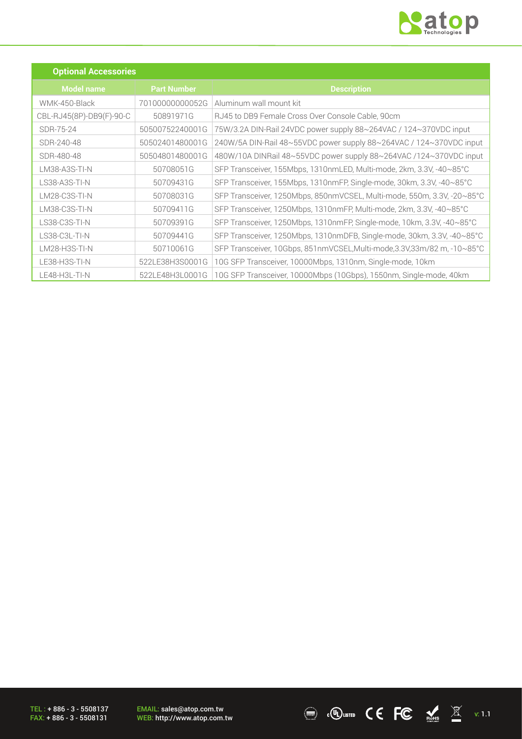## Optional Accessories

| Model name | Part Number | Description |
|---|---|---|
| WMK-450-Black | 70100000000052G | Aluminum wall mount kit |
| CBL-RJ45(8P)-DB9(F)-90-C | 50891971G | RJ45 to DB9 Female Cross Over Console Cable, 90cm |
| SDR-75-24 | 50500752240001G | 75W/3.2A DIN-Rail 24VDC power supply 88~264VAC / 124~370VDC input |
| SDR-240-48 | 50502401480001G | 240W/5A DIN-Rail 48~55VDC power supply 88~264VAC / 124~370VDC input |
| SDR-480-48 | 50504801480001G | 480W/10A DINRail 48~55VDC power supply 88~264VAC /124~370VDC input |
| LM38-A3S-TI-N | 50708051G | SFP Transceiver, 155Mbps, 1310nmLED, Multi-mode, 2km, 3.3V, -40~85°C |
| LS38-A3S-TI-N | 50709431G | SFP Transceiver, 155Mbps, 1310nmFP, Single-mode, 30km, 3.3V, -40~85°C |
| LM28-C3S-TI-N | 50708031G | SFP Transceiver, 1250Mbps, 850nmVCSEL, Multi-mode, 550m, 3.3V, -20~85°C |
| LM38-C3S-TI-N | 50709411G | SFP Transceiver, 1250Mbps, 1310nmFP, Multi-mode, 2km, 3.3V, -40~85°C |
| LS38-C3S-TI-N | 50709391G | SFP Transceiver, 1250Mbps, 1310nmFP, Single-mode, 10km, 3.3V, -40~85°C |
| LS38-C3L-TI-N | 50709441G | SFP Transceiver, 1250Mbps, 1310nmDFB, Single-mode, 30km, 3.3V, -40~85°C |
| LM28-H3S-TI-N | 50710061G | SFP Transceiver, 10Gbps, 851nmVCSEL,Multi-mode,3.3V,33m/82 m, -10~85°C |
| LE38-H3S-TI-N | 522LE38H3S0001G | 10G SFP Transceiver, 10000Mbps, 1310nm, Single-mode, 10km |
| LE48-H3L-TI-N | 522LE48H3L0001G | 10G SFP Transceiver, 10000Mbps (10Gbps), 1550nm, Single-mode, 40km |

TEL : + 886 - 3 - 5508137
FAX: + 886 - 3 - 5508131

EMAIL: sales@atop.com.tw
WEB: http://www.atop.com.tw

v: 1.1